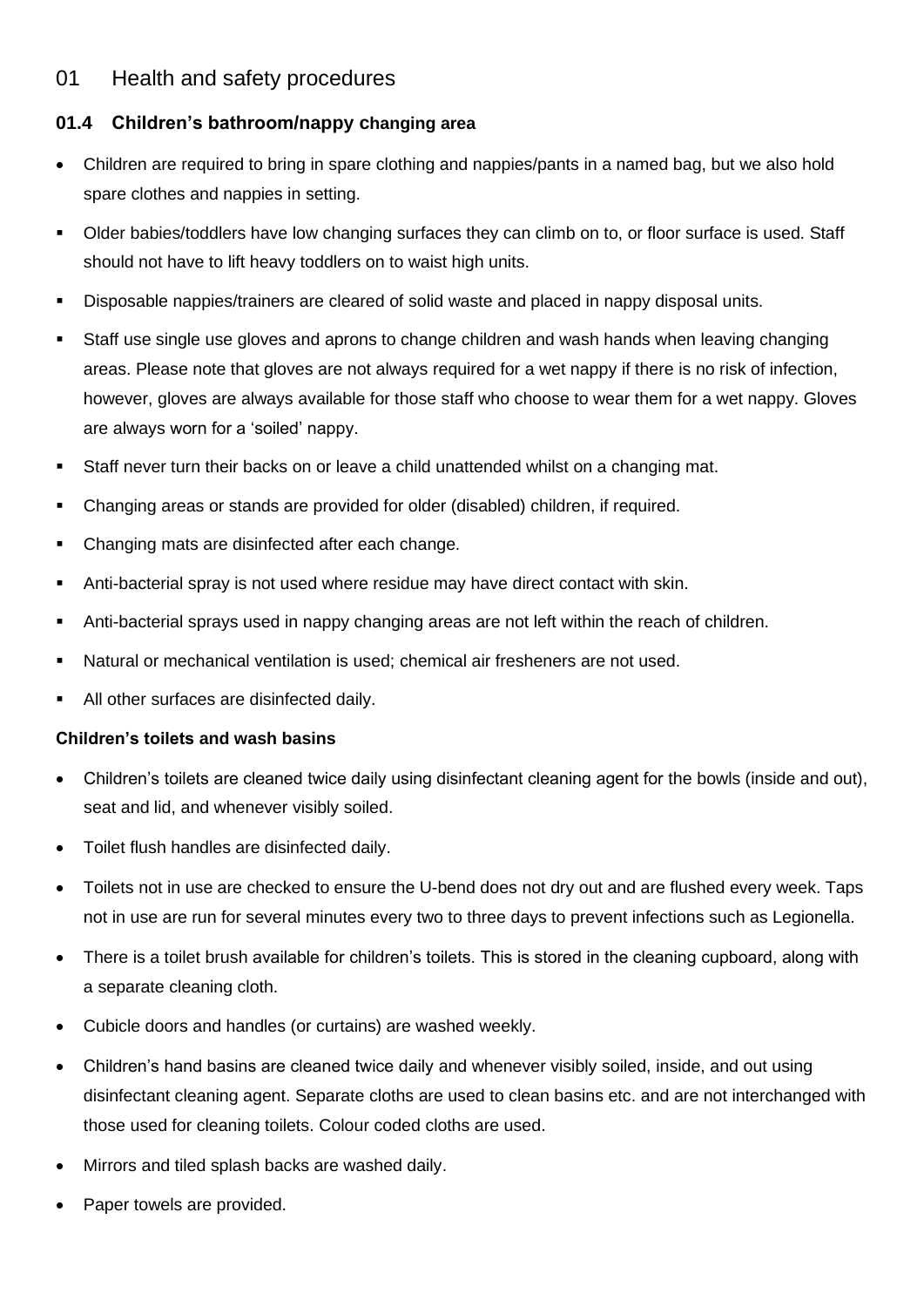# 01 Health and safety procedures

## 01.4 Children's bathroom/nappy changing area

- Children are required to bring in spare clothing and nappies/pants in a named bag, but we also hold spare clothes and nappies in setting.
- Older babies/toddlers have low changing surfaces they can climb on to, or floor surface is used. Staff should not have to lift heavy toddlers on to waist high units.
- Disposable nappies/trainers are cleared of solid waste and placed in nappy disposal units.
- Staff use single use gloves and aprons to change children and wash hands when leaving changing areas. Please note that gloves are not always required for a wet nappy if there is no risk of infection, however, gloves are always available for those staff who choose to wear them for a wet nappy. Gloves are always worn for a 'soiled' nappy.
- Staff never turn their backs on or leave a child unattended whilst on a changing mat.
- Changing areas or stands are provided for older (disabled) children, if required.
- Changing mats are disinfected after each change.
- Anti-bacterial spray is not used where residue may have direct contact with skin.
- Anti-bacterial sprays used in nappy changing areas are not left within the reach of children.
- Natural or mechanical ventilation is used; chemical air fresheners are not used.
- All other surfaces are disinfected daily.

### Children's toilets and wash basins

- Children's toilets are cleaned twice daily using disinfectant cleaning agent for the bowls (inside and out), seat and lid, and whenever visibly soiled.
- Toilet flush handles are disinfected daily.
- Toilets not in use are checked to ensure the U-bend does not dry out and are flushed every week. Taps not in use are run for several minutes every two to three days to prevent infections such as Legionella.
- There is a toilet brush available for children's toilets. This is stored in the cleaning cupboard, along with a separate cleaning cloth.
- Cubicle doors and handles (or curtains) are washed weekly.
- Children's hand basins are cleaned twice daily and whenever visibly soiled, inside, and out using disinfectant cleaning agent. Separate cloths are used to clean basins etc. and are not interchanged with those used for cleaning toilets. Colour coded cloths are used.
- Mirrors and tiled splash backs are washed daily.
- Paper towels are provided.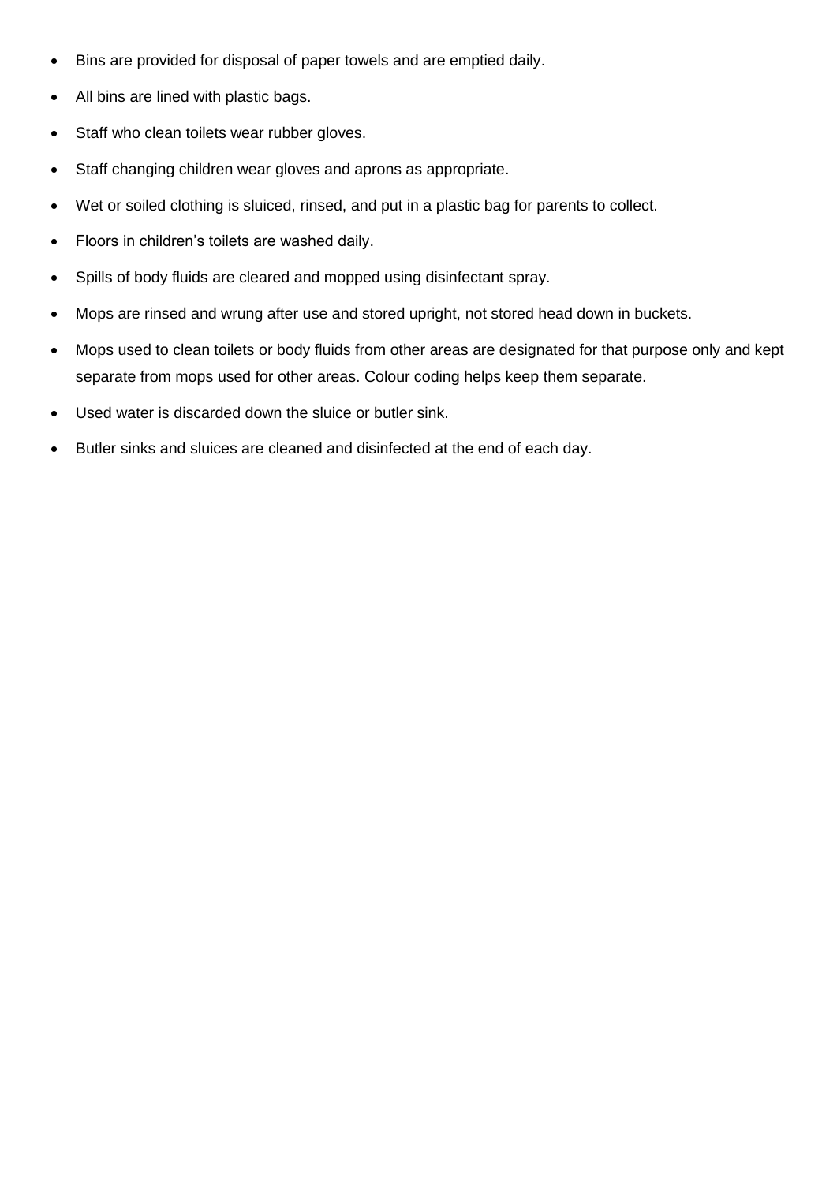- Bins are provided for disposal of paper towels and are emptied daily.
- All bins are lined with plastic bags.
- Staff who clean toilets wear rubber gloves.
- Staff changing children wear gloves and aprons as appropriate.
- Wet or soiled clothing is sluiced, rinsed, and put in a plastic bag for parents to collect.
- Floors in children's toilets are washed daily.
- Spills of body fluids are cleared and mopped using disinfectant spray.
- Mops are rinsed and wrung after use and stored upright, not stored head down in buckets.
- Mops used to clean toilets or body fluids from other areas are designated for that purpose only and kept separate from mops used for other areas. Colour coding helps keep them separate.
- Used water is discarded down the sluice or butler sink.
- Butler sinks and sluices are cleaned and disinfected at the end of each day.